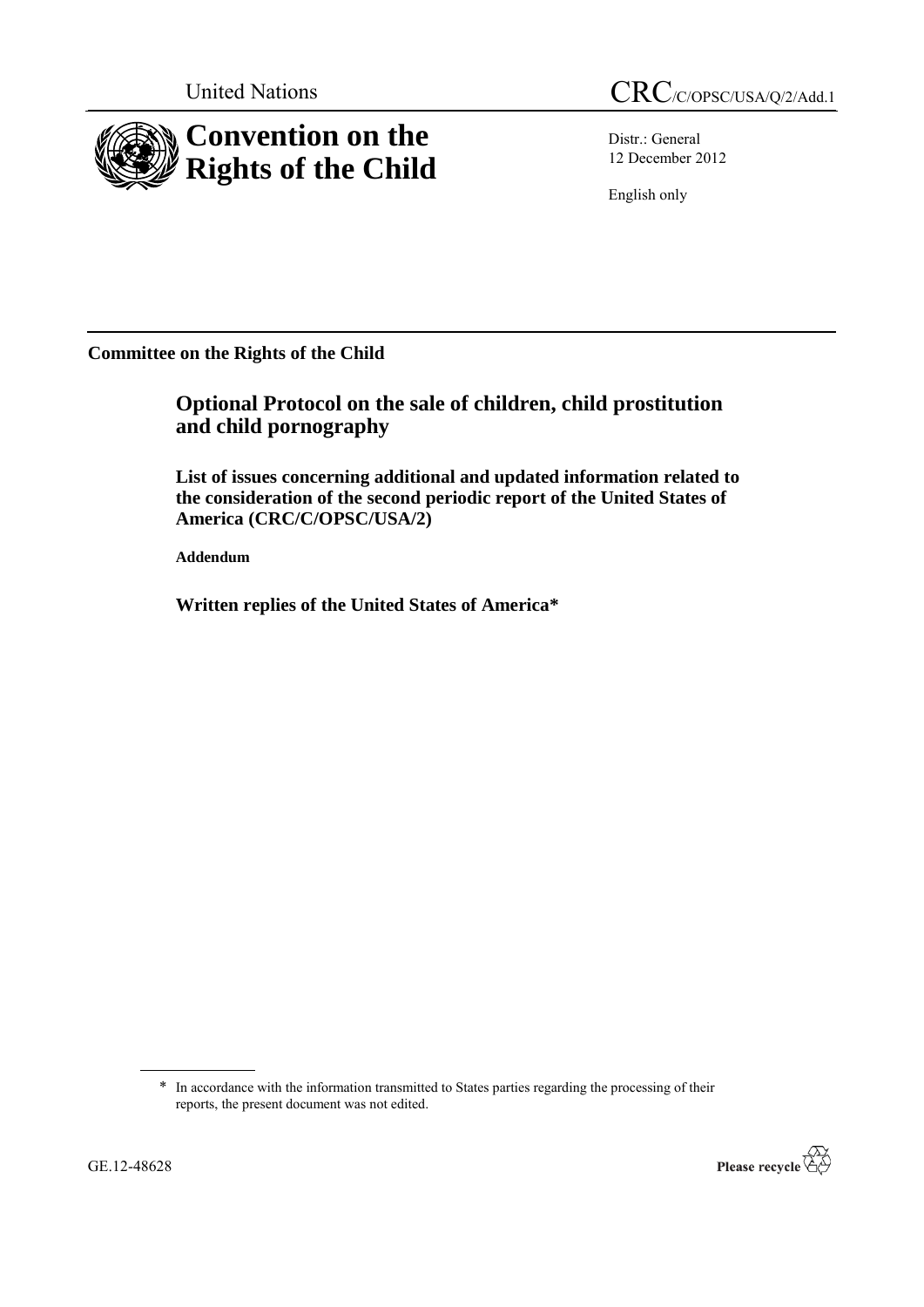United Nations

CRC/C/OPSC/USA/Q/2/Add.1

# Convention on the Rights of the Child

Distr.: General
12 December 2012

English only

**Committee on the Rights of the Child**

## Optional Protocol on the sale of children, child prostitution and child pornography

### List of issues concerning additional and updated information related to the consideration of the second periodic report of the United States of America (CRC/C/OPSC/USA/2)

**Addendum**

### Written replies of the United States of America*

---

\* In accordance with the information transmitted to States parties regarding the processing of their reports, the present document was not edited.

GE.12-48628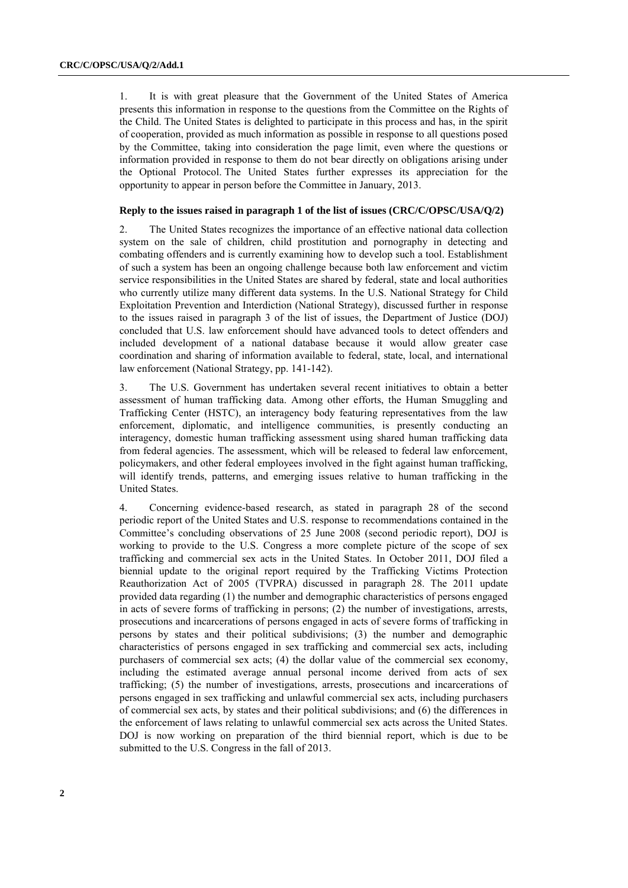1. It is with great pleasure that the Government of the United States of America presents this information in response to the questions from the Committee on the Rights of the Child. The United States is delighted to participate in this process and has, in the spirit of cooperation, provided as much information as possible in response to all questions posed by the Committee, taking into consideration the page limit, even where the questions or information provided in response to them do not bear directly on obligations arising under the Optional Protocol. The United States further expresses its appreciation for the opportunity to appear in person before the Committee in January, 2013.

**Reply to the issues raised in paragraph 1 of the list of issues (CRC/C/OPSC/USA/Q/2)**

2. The United States recognizes the importance of an effective national data collection system on the sale of children, child prostitution and pornography in detecting and combating offenders and is currently examining how to develop such a tool. Establishment of such a system has been an ongoing challenge because both law enforcement and victim service responsibilities in the United States are shared by federal, state and local authorities who currently utilize many different data systems. In the U.S. National Strategy for Child Exploitation Prevention and Interdiction (National Strategy), discussed further in response to the issues raised in paragraph 3 of the list of issues, the Department of Justice (DOJ) concluded that U.S. law enforcement should have advanced tools to detect offenders and included development of a national database because it would allow greater case coordination and sharing of information available to federal, state, local, and international law enforcement (National Strategy, pp. 141-142).

3. The U.S. Government has undertaken several recent initiatives to obtain a better assessment of human trafficking data. Among other efforts, the Human Smuggling and Trafficking Center (HSTC), an interagency body featuring representatives from the law enforcement, diplomatic, and intelligence communities, is presently conducting an interagency, domestic human trafficking assessment using shared human trafficking data from federal agencies. The assessment, which will be released to federal law enforcement, policymakers, and other federal employees involved in the fight against human trafficking, will identify trends, patterns, and emerging issues relative to human trafficking in the United States.

4. Concerning evidence-based research, as stated in paragraph 28 of the second periodic report of the United States and U.S. response to recommendations contained in the Committee's concluding observations of 25 June 2008 (second periodic report), DOJ is working to provide to the U.S. Congress a more complete picture of the scope of sex trafficking and commercial sex acts in the United States. In October 2011, DOJ filed a biennial update to the original report required by the Trafficking Victims Protection Reauthorization Act of 2005 (TVPRA) discussed in paragraph 28. The 2011 update provided data regarding (1) the number and demographic characteristics of persons engaged in acts of severe forms of trafficking in persons; (2) the number of investigations, arrests, prosecutions and incarcerations of persons engaged in acts of severe forms of trafficking in persons by states and their political subdivisions; (3) the number and demographic characteristics of persons engaged in sex trafficking and commercial sex acts, including purchasers of commercial sex acts; (4) the dollar value of the commercial sex economy, including the estimated average annual personal income derived from acts of sex trafficking; (5) the number of investigations, arrests, prosecutions and incarcerations of persons engaged in sex trafficking and unlawful commercial sex acts, including purchasers of commercial sex acts, by states and their political subdivisions; and (6) the differences in the enforcement of laws relating to unlawful commercial sex acts across the United States. DOJ is now working on preparation of the third biennial report, which is due to be submitted to the U.S. Congress in the fall of 2013.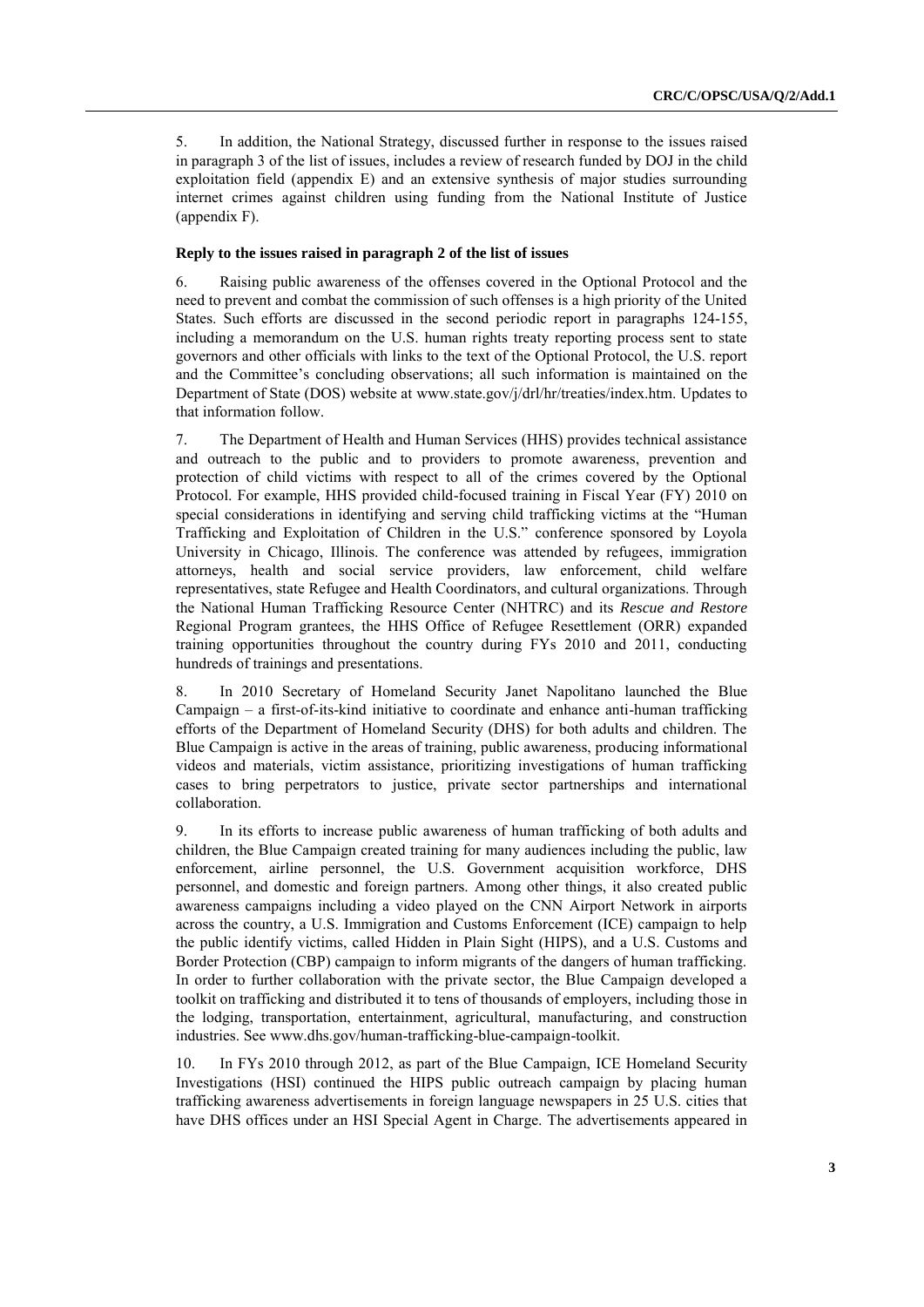5. In addition, the National Strategy, discussed further in response to the issues raised in paragraph 3 of the list of issues, includes a review of research funded by DOJ in the child exploitation field (appendix E) and an extensive synthesis of major studies surrounding internet crimes against children using funding from the National Institute of Justice (appendix F).

**Reply to the issues raised in paragraph 2 of the list of issues**

6. Raising public awareness of the offenses covered in the Optional Protocol and the need to prevent and combat the commission of such offenses is a high priority of the United States. Such efforts are discussed in the second periodic report in paragraphs 124-155, including a memorandum on the U.S. human rights treaty reporting process sent to state governors and other officials with links to the text of the Optional Protocol, the U.S. report and the Committee's concluding observations; all such information is maintained on the Department of State (DOS) website at www.state.gov/j/drl/hr/treaties/index.htm. Updates to that information follow.

7. The Department of Health and Human Services (HHS) provides technical assistance and outreach to the public and to providers to promote awareness, prevention and protection of child victims with respect to all of the crimes covered by the Optional Protocol. For example, HHS provided child-focused training in Fiscal Year (FY) 2010 on special considerations in identifying and serving child trafficking victims at the "Human Trafficking and Exploitation of Children in the U.S." conference sponsored by Loyola University in Chicago, Illinois. The conference was attended by refugees, immigration attorneys, health and social service providers, law enforcement, child welfare representatives, state Refugee and Health Coordinators, and cultural organizations. Through the National Human Trafficking Resource Center (NHTRC) and its *Rescue and Restore* Regional Program grantees, the HHS Office of Refugee Resettlement (ORR) expanded training opportunities throughout the country during FYs 2010 and 2011, conducting hundreds of trainings and presentations.

8. In 2010 Secretary of Homeland Security Janet Napolitano launched the Blue Campaign – a first-of-its-kind initiative to coordinate and enhance anti-human trafficking efforts of the Department of Homeland Security (DHS) for both adults and children. The Blue Campaign is active in the areas of training, public awareness, producing informational videos and materials, victim assistance, prioritizing investigations of human trafficking cases to bring perpetrators to justice, private sector partnerships and international collaboration.

9. In its efforts to increase public awareness of human trafficking of both adults and children, the Blue Campaign created training for many audiences including the public, law enforcement, airline personnel, the U.S. Government acquisition workforce, DHS personnel, and domestic and foreign partners. Among other things, it also created public awareness campaigns including a video played on the CNN Airport Network in airports across the country, a U.S. Immigration and Customs Enforcement (ICE) campaign to help the public identify victims, called Hidden in Plain Sight (HIPS), and a U.S. Customs and Border Protection (CBP) campaign to inform migrants of the dangers of human trafficking. In order to further collaboration with the private sector, the Blue Campaign developed a toolkit on trafficking and distributed it to tens of thousands of employers, including those in the lodging, transportation, entertainment, agricultural, manufacturing, and construction industries. See www.dhs.gov/human-trafficking-blue-campaign-toolkit.

10. In FYs 2010 through 2012, as part of the Blue Campaign, ICE Homeland Security Investigations (HSI) continued the HIPS public outreach campaign by placing human trafficking awareness advertisements in foreign language newspapers in 25 U.S. cities that have DHS offices under an HSI Special Agent in Charge. The advertisements appeared in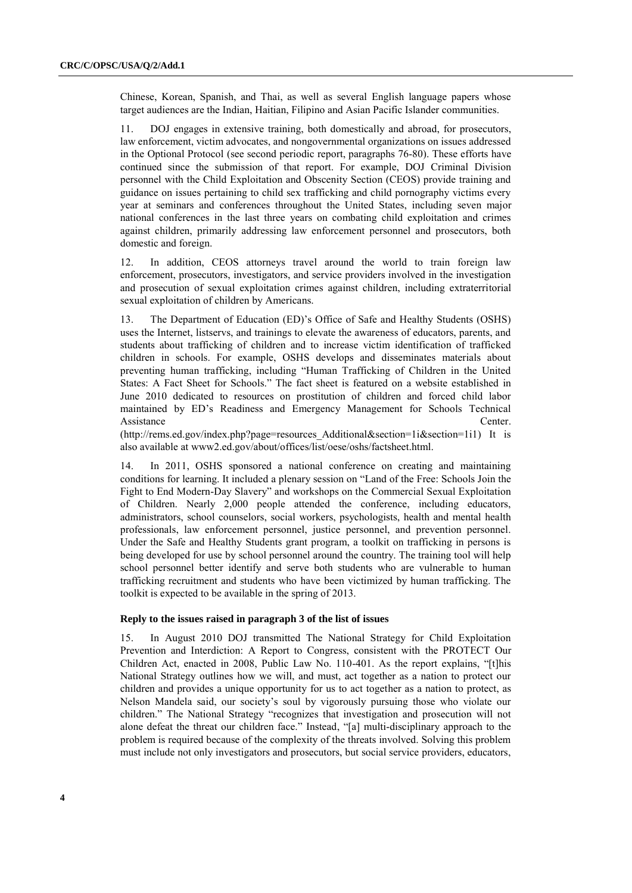Chinese, Korean, Spanish, and Thai, as well as several English language papers whose target audiences are the Indian, Haitian, Filipino and Asian Pacific Islander communities.

11. DOJ engages in extensive training, both domestically and abroad, for prosecutors, law enforcement, victim advocates, and nongovernmental organizations on issues addressed in the Optional Protocol (see second periodic report, paragraphs 76-80). These efforts have continued since the submission of that report. For example, DOJ Criminal Division personnel with the Child Exploitation and Obscenity Section (CEOS) provide training and guidance on issues pertaining to child sex trafficking and child pornography victims every year at seminars and conferences throughout the United States, including seven major national conferences in the last three years on combating child exploitation and crimes against children, primarily addressing law enforcement personnel and prosecutors, both domestic and foreign.

12. In addition, CEOS attorneys travel around the world to train foreign law enforcement, prosecutors, investigators, and service providers involved in the investigation and prosecution of sexual exploitation crimes against children, including extraterritorial sexual exploitation of children by Americans.

13. The Department of Education (ED)'s Office of Safe and Healthy Students (OSHS) uses the Internet, listservs, and trainings to elevate the awareness of educators, parents, and students about trafficking of children and to increase victim identification of trafficked children in schools. For example, OSHS develops and disseminates materials about preventing human trafficking, including "Human Trafficking of Children in the United States: A Fact Sheet for Schools." The fact sheet is featured on a website established in June 2010 dedicated to resources on prostitution of children and forced child labor maintained by ED's Readiness and Emergency Management for Schools Technical Assistance Center. (http://rems.ed.gov/index.php?page=resources_Additional&section=1i&section=1i1) It is also available at www2.ed.gov/about/offices/list/oese/oshs/factsheet.html.

14. In 2011, OSHS sponsored a national conference on creating and maintaining conditions for learning. It included a plenary session on "Land of the Free: Schools Join the Fight to End Modern-Day Slavery" and workshops on the Commercial Sexual Exploitation of Children. Nearly 2,000 people attended the conference, including educators, administrators, school counselors, social workers, psychologists, health and mental health professionals, law enforcement personnel, justice personnel, and prevention personnel. Under the Safe and Healthy Students grant program, a toolkit on trafficking in persons is being developed for use by school personnel around the country. The training tool will help school personnel better identify and serve both students who are vulnerable to human trafficking recruitment and students who have been victimized by human trafficking. The toolkit is expected to be available in the spring of 2013.

#### Reply to the issues raised in paragraph 3 of the list of issues

15. In August 2010 DOJ transmitted The National Strategy for Child Exploitation Prevention and Interdiction: A Report to Congress, consistent with the PROTECT Our Children Act, enacted in 2008, Public Law No. 110-401. As the report explains, "[t]his National Strategy outlines how we will, and must, act together as a nation to protect our children and provides a unique opportunity for us to act together as a nation to protect, as Nelson Mandela said, our society's soul by vigorously pursuing those who violate our children." The National Strategy "recognizes that investigation and prosecution will not alone defeat the threat our children face." Instead, "[a] multi-disciplinary approach to the problem is required because of the complexity of the threats involved. Solving this problem must include not only investigators and prosecutors, but social service providers, educators,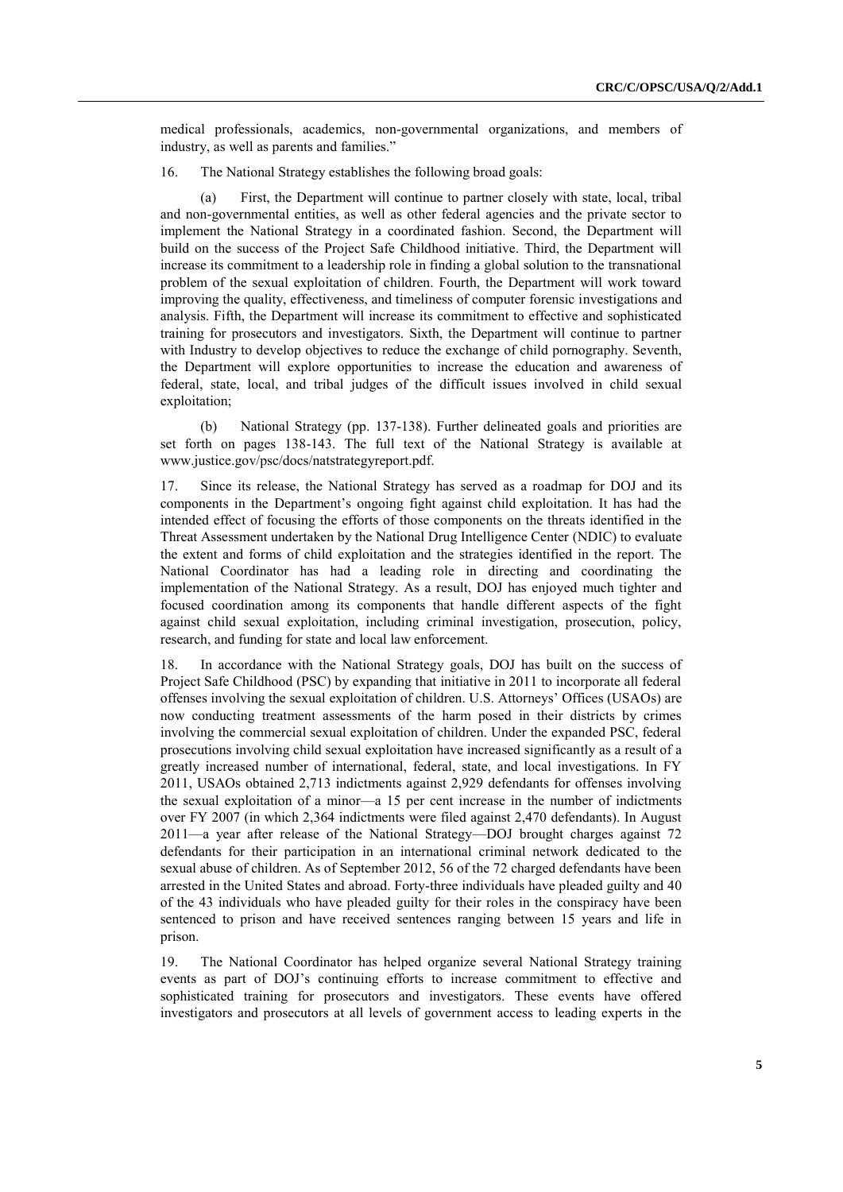medical professionals, academics, non-governmental organizations, and members of industry, as well as parents and families."

16. The National Strategy establishes the following broad goals:

(a) First, the Department will continue to partner closely with state, local, tribal and non-governmental entities, as well as other federal agencies and the private sector to implement the National Strategy in a coordinated fashion. Second, the Department will build on the success of the Project Safe Childhood initiative. Third, the Department will increase its commitment to a leadership role in finding a global solution to the transnational problem of the sexual exploitation of children. Fourth, the Department will work toward improving the quality, effectiveness, and timeliness of computer forensic investigations and analysis. Fifth, the Department will increase its commitment to effective and sophisticated training for prosecutors and investigators. Sixth, the Department will continue to partner with Industry to develop objectives to reduce the exchange of child pornography. Seventh, the Department will explore opportunities to increase the education and awareness of federal, state, local, and tribal judges of the difficult issues involved in child sexual exploitation;

(b) National Strategy (pp. 137-138). Further delineated goals and priorities are set forth on pages 138-143. The full text of the National Strategy is available at www.justice.gov/psc/docs/natstrategyreport.pdf.

17. Since its release, the National Strategy has served as a roadmap for DOJ and its components in the Department's ongoing fight against child exploitation. It has had the intended effect of focusing the efforts of those components on the threats identified in the Threat Assessment undertaken by the National Drug Intelligence Center (NDIC) to evaluate the extent and forms of child exploitation and the strategies identified in the report. The National Coordinator has had a leading role in directing and coordinating the implementation of the National Strategy. As a result, DOJ has enjoyed much tighter and focused coordination among its components that handle different aspects of the fight against child sexual exploitation, including criminal investigation, prosecution, policy, research, and funding for state and local law enforcement.

18. In accordance with the National Strategy goals, DOJ has built on the success of Project Safe Childhood (PSC) by expanding that initiative in 2011 to incorporate all federal offenses involving the sexual exploitation of children. U.S. Attorneys' Offices (USAOs) are now conducting treatment assessments of the harm posed in their districts by crimes involving the commercial sexual exploitation of children. Under the expanded PSC, federal prosecutions involving child sexual exploitation have increased significantly as a result of a greatly increased number of international, federal, state, and local investigations. In FY 2011, USAOs obtained 2,713 indictments against 2,929 defendants for offenses involving the sexual exploitation of a minor—a 15 per cent increase in the number of indictments over FY 2007 (in which 2,364 indictments were filed against 2,470 defendants). In August 2011—a year after release of the National Strategy—DOJ brought charges against 72 defendants for their participation in an international criminal network dedicated to the sexual abuse of children. As of September 2012, 56 of the 72 charged defendants have been arrested in the United States and abroad. Forty-three individuals have pleaded guilty and 40 of the 43 individuals who have pleaded guilty for their roles in the conspiracy have been sentenced to prison and have received sentences ranging between 15 years and life in prison.

19. The National Coordinator has helped organize several National Strategy training events as part of DOJ's continuing efforts to increase commitment to effective and sophisticated training for prosecutors and investigators. These events have offered investigators and prosecutors at all levels of government access to leading experts in the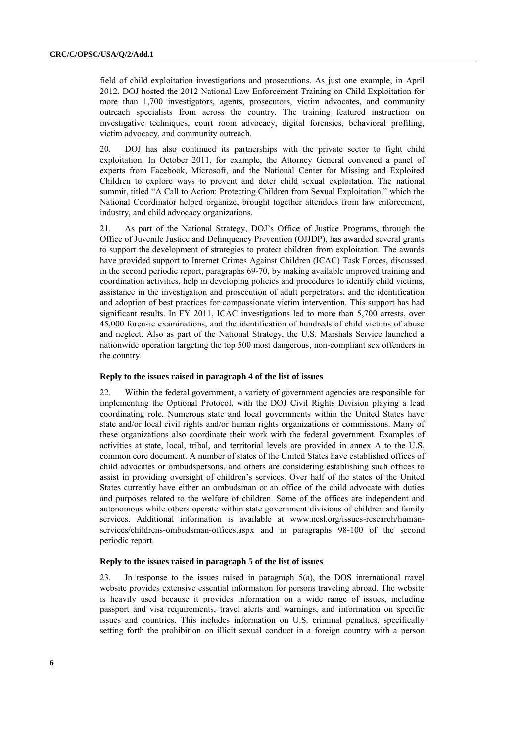field of child exploitation investigations and prosecutions. As just one example, in April 2012, DOJ hosted the 2012 National Law Enforcement Training on Child Exploitation for more than 1,700 investigators, agents, prosecutors, victim advocates, and community outreach specialists from across the country. The training featured instruction on investigative techniques, court room advocacy, digital forensics, behavioral profiling, victim advocacy, and community outreach.

20. DOJ has also continued its partnerships with the private sector to fight child exploitation. In October 2011, for example, the Attorney General convened a panel of experts from Facebook, Microsoft, and the National Center for Missing and Exploited Children to explore ways to prevent and deter child sexual exploitation. The national summit, titled "A Call to Action: Protecting Children from Sexual Exploitation," which the National Coordinator helped organize, brought together attendees from law enforcement, industry, and child advocacy organizations.

21. As part of the National Strategy, DOJ's Office of Justice Programs, through the Office of Juvenile Justice and Delinquency Prevention (OJJDP), has awarded several grants to support the development of strategies to protect children from exploitation. The awards have provided support to Internet Crimes Against Children (ICAC) Task Forces, discussed in the second periodic report, paragraphs 69-70, by making available improved training and coordination activities, help in developing policies and procedures to identify child victims, assistance in the investigation and prosecution of adult perpetrators, and the identification and adoption of best practices for compassionate victim intervention. This support has had significant results. In FY 2011, ICAC investigations led to more than 5,700 arrests, over 45,000 forensic examinations, and the identification of hundreds of child victims of abuse and neglect. Also as part of the National Strategy, the U.S. Marshals Service launched a nationwide operation targeting the top 500 most dangerous, non-compliant sex offenders in the country.

### Reply to the issues raised in paragraph 4 of the list of issues

22. Within the federal government, a variety of government agencies are responsible for implementing the Optional Protocol, with the DOJ Civil Rights Division playing a lead coordinating role. Numerous state and local governments within the United States have state and/or local civil rights and/or human rights organizations or commissions. Many of these organizations also coordinate their work with the federal government. Examples of activities at state, local, tribal, and territorial levels are provided in annex A to the U.S. common core document. A number of states of the United States have established offices of child advocates or ombudspersons, and others are considering establishing such offices to assist in providing oversight of children's services. Over half of the states of the United States currently have either an ombudsman or an office of the child advocate with duties and purposes related to the welfare of children. Some of the offices are independent and autonomous while others operate within state government divisions of children and family services. Additional information is available at www.ncsl.org/issues-research/human-services/childrens-ombudsman-offices.aspx and in paragraphs 98-100 of the second periodic report.

### Reply to the issues raised in paragraph 5 of the list of issues

23. In response to the issues raised in paragraph 5(a), the DOS international travel website provides extensive essential information for persons traveling abroad. The website is heavily used because it provides information on a wide range of issues, including passport and visa requirements, travel alerts and warnings, and information on specific issues and countries. This includes information on U.S. criminal penalties, specifically setting forth the prohibition on illicit sexual conduct in a foreign country with a person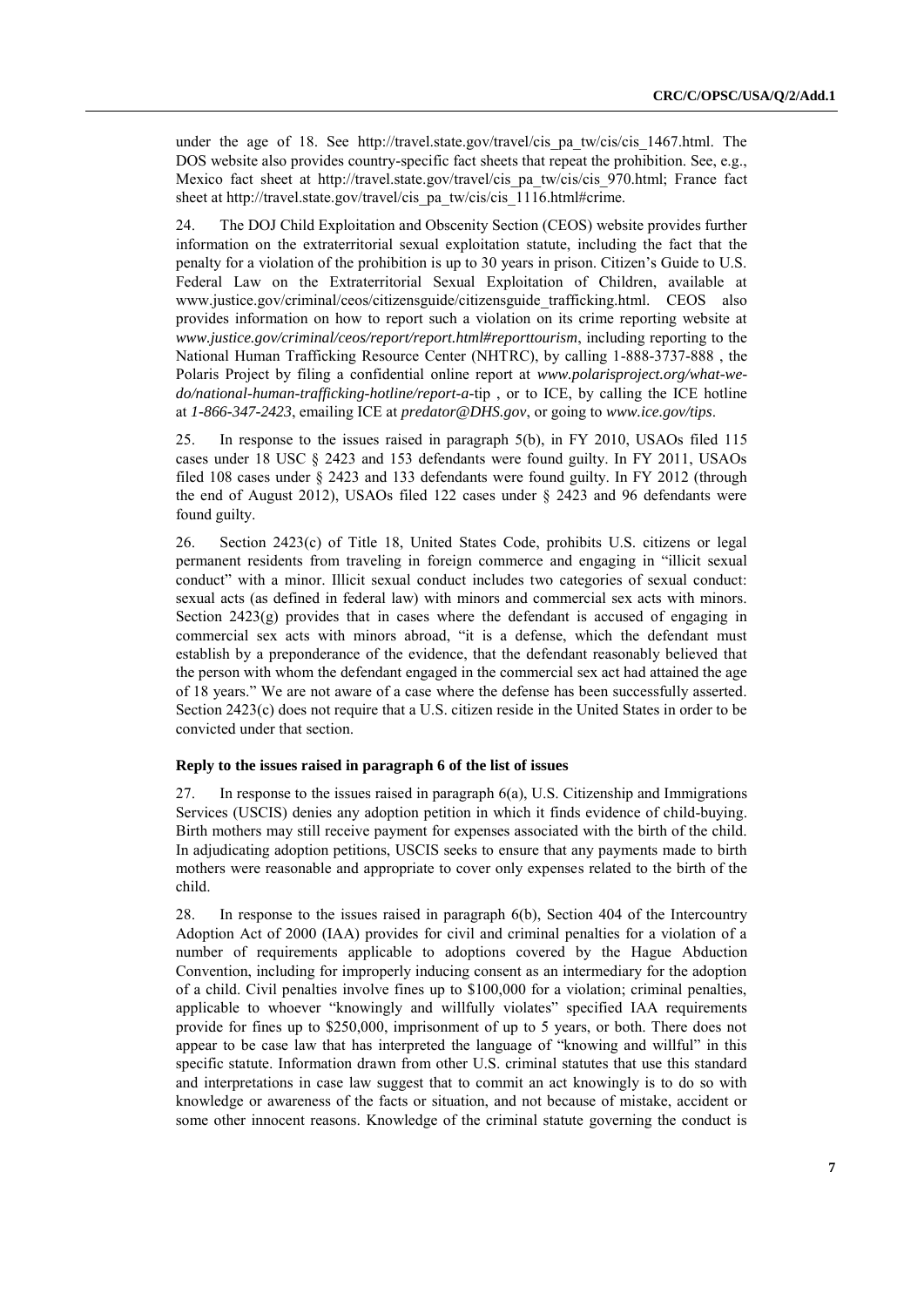under the age of 18. See http://travel.state.gov/travel/cis_pa_tw/cis/cis_1467.html. The DOS website also provides country-specific fact sheets that repeat the prohibition. See, e.g., Mexico fact sheet at http://travel.state.gov/travel/cis_pa_tw/cis/cis_970.html; France fact sheet at http://travel.state.gov/travel/cis_pa_tw/cis/cis_1116.html#crime.

24. The DOJ Child Exploitation and Obscenity Section (CEOS) website provides further information on the extraterritorial sexual exploitation statute, including the fact that the penalty for a violation of the prohibition is up to 30 years in prison. Citizen's Guide to U.S. Federal Law on the Extraterritorial Sexual Exploitation of Children, available at www.justice.gov/criminal/ceos/citizensguide/citizensguide_trafficking.html. CEOS also provides information on how to report such a violation on its crime reporting website at *www.justice.gov/criminal/ceos/report/report.html#reporttourism*, including reporting to the National Human Trafficking Resource Center (NHTRC), by calling 1-888-3737-888 , the Polaris Project by filing a confidential online report at *www.polarisproject.org/what-we-do/national-human-trafficking-hotline/report-a*-tip , or to ICE, by calling the ICE hotline at *1-866-347-2423*, emailing ICE at *predator@DHS.gov*, or going to *www.ice.gov/tips*.

25. In response to the issues raised in paragraph 5(b), in FY 2010, USAOs filed 115 cases under 18 USC § 2423 and 153 defendants were found guilty. In FY 2011, USAOs filed 108 cases under § 2423 and 133 defendants were found guilty. In FY 2012 (through the end of August 2012), USAOs filed 122 cases under § 2423 and 96 defendants were found guilty.

26. Section 2423(c) of Title 18, United States Code, prohibits U.S. citizens or legal permanent residents from traveling in foreign commerce and engaging in "illicit sexual conduct" with a minor. Illicit sexual conduct includes two categories of sexual conduct: sexual acts (as defined in federal law) with minors and commercial sex acts with minors. Section 2423(g) provides that in cases where the defendant is accused of engaging in commercial sex acts with minors abroad, "it is a defense, which the defendant must establish by a preponderance of the evidence, that the defendant reasonably believed that the person with whom the defendant engaged in the commercial sex act had attained the age of 18 years." We are not aware of a case where the defense has been successfully asserted. Section 2423(c) does not require that a U.S. citizen reside in the United States in order to be convicted under that section.

**Reply to the issues raised in paragraph 6 of the list of issues**

27. In response to the issues raised in paragraph 6(a), U.S. Citizenship and Immigrations Services (USCIS) denies any adoption petition in which it finds evidence of child-buying. Birth mothers may still receive payment for expenses associated with the birth of the child. In adjudicating adoption petitions, USCIS seeks to ensure that any payments made to birth mothers were reasonable and appropriate to cover only expenses related to the birth of the child.

28. In response to the issues raised in paragraph 6(b), Section 404 of the Intercountry Adoption Act of 2000 (IAA) provides for civil and criminal penalties for a violation of a number of requirements applicable to adoptions covered by the Hague Abduction Convention, including for improperly inducing consent as an intermediary for the adoption of a child. Civil penalties involve fines up to $100,000 for a violation; criminal penalties, applicable to whoever "knowingly and willfully violates" specified IAA requirements provide for fines up to $250,000, imprisonment of up to 5 years, or both. There does not appear to be case law that has interpreted the language of "knowing and willful" in this specific statute. Information drawn from other U.S. criminal statutes that use this standard and interpretations in case law suggest that to commit an act knowingly is to do so with knowledge or awareness of the facts or situation, and not because of mistake, accident or some other innocent reasons. Knowledge of the criminal statute governing the conduct is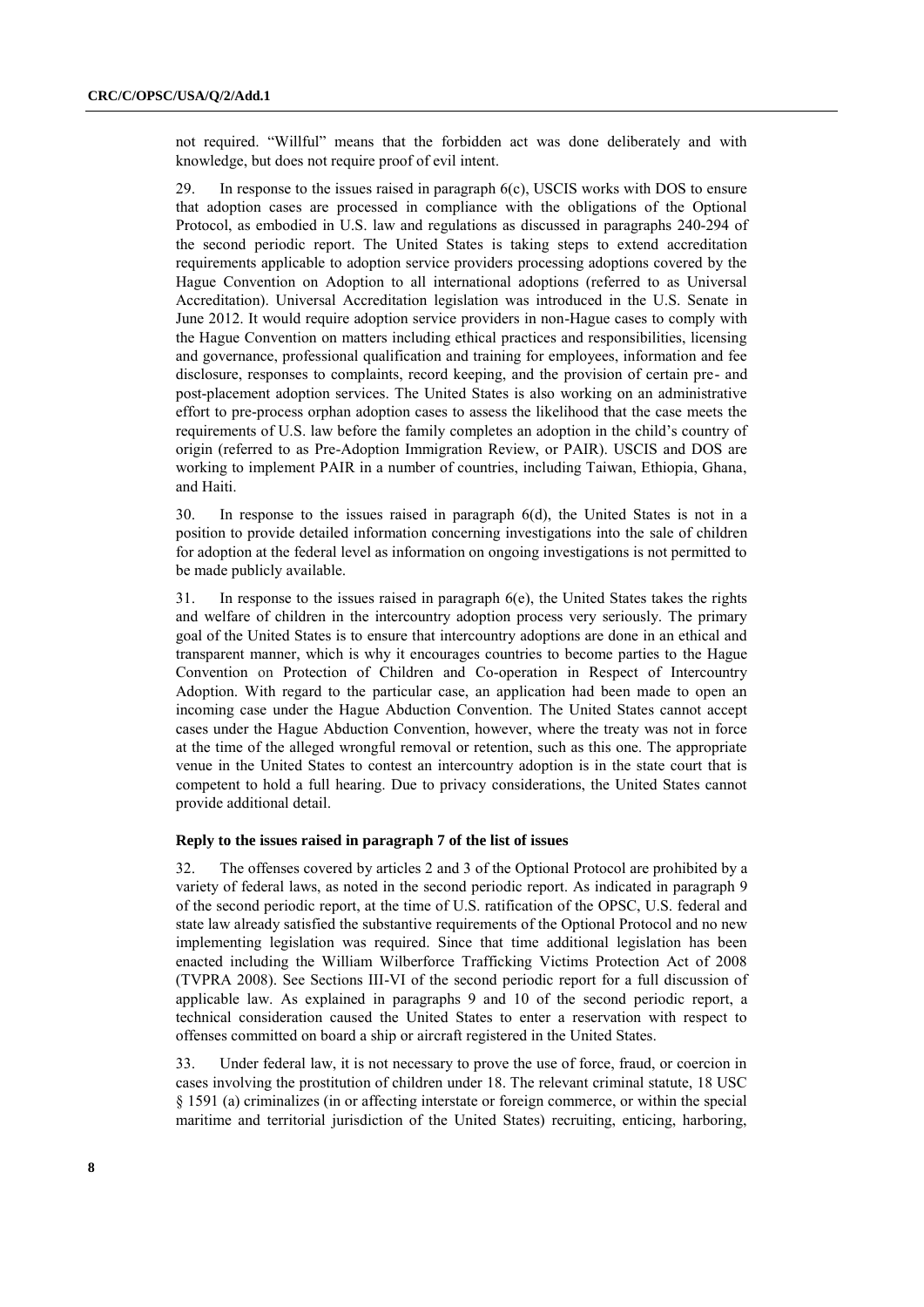not required. "Willful" means that the forbidden act was done deliberately and with knowledge, but does not require proof of evil intent.

29. In response to the issues raised in paragraph 6(c), USCIS works with DOS to ensure that adoption cases are processed in compliance with the obligations of the Optional Protocol, as embodied in U.S. law and regulations as discussed in paragraphs 240-294 of the second periodic report. The United States is taking steps to extend accreditation requirements applicable to adoption service providers processing adoptions covered by the Hague Convention on Adoption to all international adoptions (referred to as Universal Accreditation). Universal Accreditation legislation was introduced in the U.S. Senate in June 2012. It would require adoption service providers in non-Hague cases to comply with the Hague Convention on matters including ethical practices and responsibilities, licensing and governance, professional qualification and training for employees, information and fee disclosure, responses to complaints, record keeping, and the provision of certain pre- and post-placement adoption services. The United States is also working on an administrative effort to pre-process orphan adoption cases to assess the likelihood that the case meets the requirements of U.S. law before the family completes an adoption in the child's country of origin (referred to as Pre-Adoption Immigration Review, or PAIR). USCIS and DOS are working to implement PAIR in a number of countries, including Taiwan, Ethiopia, Ghana, and Haiti.

30. In response to the issues raised in paragraph 6(d), the United States is not in a position to provide detailed information concerning investigations into the sale of children for adoption at the federal level as information on ongoing investigations is not permitted to be made publicly available.

31. In response to the issues raised in paragraph 6(e), the United States takes the rights and welfare of children in the intercountry adoption process very seriously. The primary goal of the United States is to ensure that intercountry adoptions are done in an ethical and transparent manner, which is why it encourages countries to become parties to the Hague Convention on Protection of Children and Co-operation in Respect of Intercountry Adoption. With regard to the particular case, an application had been made to open an incoming case under the Hague Abduction Convention. The United States cannot accept cases under the Hague Abduction Convention, however, where the treaty was not in force at the time of the alleged wrongful removal or retention, such as this one. The appropriate venue in the United States to contest an intercountry adoption is in the state court that is competent to hold a full hearing. Due to privacy considerations, the United States cannot provide additional detail.

### Reply to the issues raised in paragraph 7 of the list of issues

32. The offenses covered by articles 2 and 3 of the Optional Protocol are prohibited by a variety of federal laws, as noted in the second periodic report. As indicated in paragraph 9 of the second periodic report, at the time of U.S. ratification of the OPSC, U.S. federal and state law already satisfied the substantive requirements of the Optional Protocol and no new implementing legislation was required. Since that time additional legislation has been enacted including the William Wilberforce Trafficking Victims Protection Act of 2008 (TVPRA 2008). See Sections III-VI of the second periodic report for a full discussion of applicable law. As explained in paragraphs 9 and 10 of the second periodic report, a technical consideration caused the United States to enter a reservation with respect to offenses committed on board a ship or aircraft registered in the United States.

33. Under federal law, it is not necessary to prove the use of force, fraud, or coercion in cases involving the prostitution of children under 18. The relevant criminal statute, 18 USC § 1591 (a) criminalizes (in or affecting interstate or foreign commerce, or within the special maritime and territorial jurisdiction of the United States) recruiting, enticing, harboring,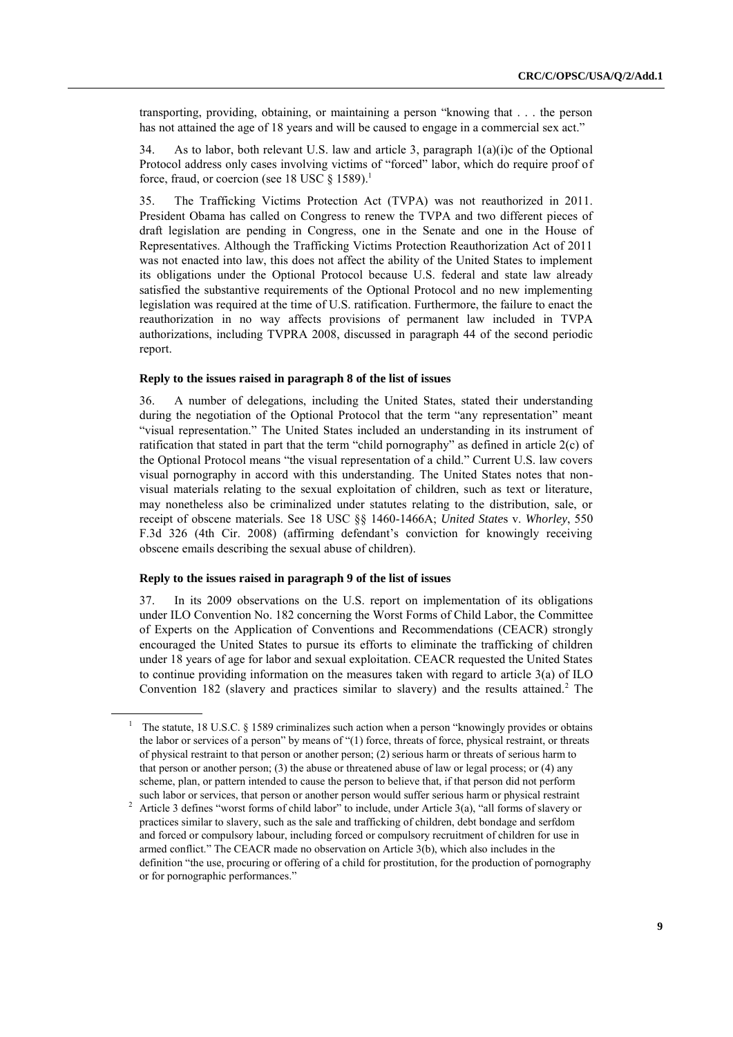transporting, providing, obtaining, or maintaining a person "knowing that . . . the person has not attained the age of 18 years and will be caused to engage in a commercial sex act."

34. As to labor, both relevant U.S. law and article 3, paragraph 1(a)(i)c of the Optional Protocol address only cases involving victims of "forced" labor, which do require proof of force, fraud, or coercion (see 18 USC § 1589).[1]

35. The Trafficking Victims Protection Act (TVPA) was not reauthorized in 2011. President Obama has called on Congress to renew the TVPA and two different pieces of draft legislation are pending in Congress, one in the Senate and one in the House of Representatives. Although the Trafficking Victims Protection Reauthorization Act of 2011 was not enacted into law, this does not affect the ability of the United States to implement its obligations under the Optional Protocol because U.S. federal and state law already satisfied the substantive requirements of the Optional Protocol and no new implementing legislation was required at the time of U.S. ratification. Furthermore, the failure to enact the reauthorization in no way affects provisions of permanent law included in TVPA authorizations, including TVPRA 2008, discussed in paragraph 44 of the second periodic report.

### Reply to the issues raised in paragraph 8 of the list of issues

36. A number of delegations, including the United States, stated their understanding during the negotiation of the Optional Protocol that the term "any representation" meant "visual representation." The United States included an understanding in its instrument of ratification that stated in part that the term "child pornography" as defined in article 2(c) of the Optional Protocol means "the visual representation of a child." Current U.S. law covers visual pornography in accord with this understanding. The United States notes that non-visual materials relating to the sexual exploitation of children, such as text or literature, may nonetheless also be criminalized under statutes relating to the distribution, sale, or receipt of obscene materials. See 18 USC §§ 1460-1466A; *United States* v. *Whorley*, 550 F.3d 326 (4th Cir. 2008) (affirming defendant's conviction for knowingly receiving obscene emails describing the sexual abuse of children).

### Reply to the issues raised in paragraph 9 of the list of issues

37. In its 2009 observations on the U.S. report on implementation of its obligations under ILO Convention No. 182 concerning the Worst Forms of Child Labor, the Committee of Experts on the Application of Conventions and Recommendations (CEACR) strongly encouraged the United States to pursue its efforts to eliminate the trafficking of children under 18 years of age for labor and sexual exploitation. CEACR requested the United States to continue providing information on the measures taken with regard to article 3(a) of ILO Convention 182 (slavery and practices similar to slavery) and the results attained.[2] The

---

[1] The statute, 18 U.S.C. § 1589 criminalizes such action when a person "knowingly provides or obtains the labor or services of a person" by means of "(1) force, threats of force, physical restraint, or threats of physical restraint to that person or another person; (2) serious harm or threats of serious harm to that person or another person; (3) the abuse or threatened abuse of law or legal process; or (4) any scheme, plan, or pattern intended to cause the person to believe that, if that person did not perform such labor or services, that person or another person would suffer serious harm or physical restraint

[2] Article 3 defines "worst forms of child labor" to include, under Article 3(a), "all forms of slavery or practices similar to slavery, such as the sale and trafficking of children, debt bondage and serfdom and forced or compulsory labour, including forced or compulsory recruitment of children for use in armed conflict." The CEACR made no observation on Article 3(b), which also includes in the definition "the use, procuring or offering of a child for prostitution, for the production of pornography or for pornographic performances."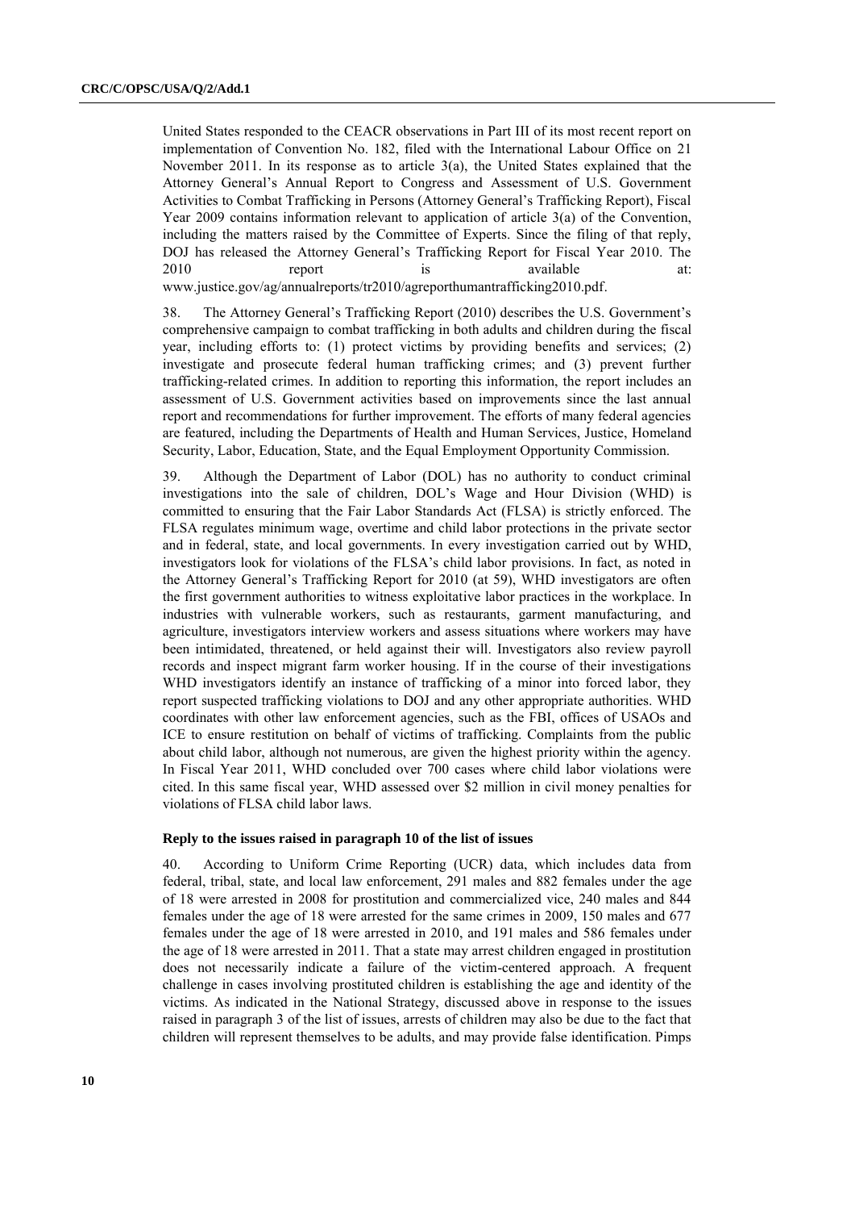United States responded to the CEACR observations in Part III of its most recent report on implementation of Convention No. 182, filed with the International Labour Office on 21 November 2011. In its response as to article 3(a), the United States explained that the Attorney General's Annual Report to Congress and Assessment of U.S. Government Activities to Combat Trafficking in Persons (Attorney General's Trafficking Report), Fiscal Year 2009 contains information relevant to application of article 3(a) of the Convention, including the matters raised by the Committee of Experts. Since the filing of that reply, DOJ has released the Attorney General's Trafficking Report for Fiscal Year 2010. The 2010 report is available at: www.justice.gov/ag/annualreports/tr2010/agreporthumantrafficking2010.pdf.

38. The Attorney General's Trafficking Report (2010) describes the U.S. Government's comprehensive campaign to combat trafficking in both adults and children during the fiscal year, including efforts to: (1) protect victims by providing benefits and services; (2) investigate and prosecute federal human trafficking crimes; and (3) prevent further trafficking-related crimes. In addition to reporting this information, the report includes an assessment of U.S. Government activities based on improvements since the last annual report and recommendations for further improvement. The efforts of many federal agencies are featured, including the Departments of Health and Human Services, Justice, Homeland Security, Labor, Education, State, and the Equal Employment Opportunity Commission.

39. Although the Department of Labor (DOL) has no authority to conduct criminal investigations into the sale of children, DOL's Wage and Hour Division (WHD) is committed to ensuring that the Fair Labor Standards Act (FLSA) is strictly enforced. The FLSA regulates minimum wage, overtime and child labor protections in the private sector and in federal, state, and local governments. In every investigation carried out by WHD, investigators look for violations of the FLSA's child labor provisions. In fact, as noted in the Attorney General's Trafficking Report for 2010 (at 59), WHD investigators are often the first government authorities to witness exploitative labor practices in the workplace. In industries with vulnerable workers, such as restaurants, garment manufacturing, and agriculture, investigators interview workers and assess situations where workers may have been intimidated, threatened, or held against their will. Investigators also review payroll records and inspect migrant farm worker housing. If in the course of their investigations WHD investigators identify an instance of trafficking of a minor into forced labor, they report suspected trafficking violations to DOJ and any other appropriate authorities. WHD coordinates with other law enforcement agencies, such as the FBI, offices of USAOs and ICE to ensure restitution on behalf of victims of trafficking. Complaints from the public about child labor, although not numerous, are given the highest priority within the agency. In Fiscal Year 2011, WHD concluded over 700 cases where child labor violations were cited. In this same fiscal year, WHD assessed over $2 million in civil money penalties for violations of FLSA child labor laws.

**Reply to the issues raised in paragraph 10 of the list of issues**

40. According to Uniform Crime Reporting (UCR) data, which includes data from federal, tribal, state, and local law enforcement, 291 males and 882 females under the age of 18 were arrested in 2008 for prostitution and commercialized vice, 240 males and 844 females under the age of 18 were arrested for the same crimes in 2009, 150 males and 677 females under the age of 18 were arrested in 2010, and 191 males and 586 females under the age of 18 were arrested in 2011. That a state may arrest children engaged in prostitution does not necessarily indicate a failure of the victim-centered approach. A frequent challenge in cases involving prostituted children is establishing the age and identity of the victims. As indicated in the National Strategy, discussed above in response to the issues raised in paragraph 3 of the list of issues, arrests of children may also be due to the fact that children will represent themselves to be adults, and may provide false identification. Pimps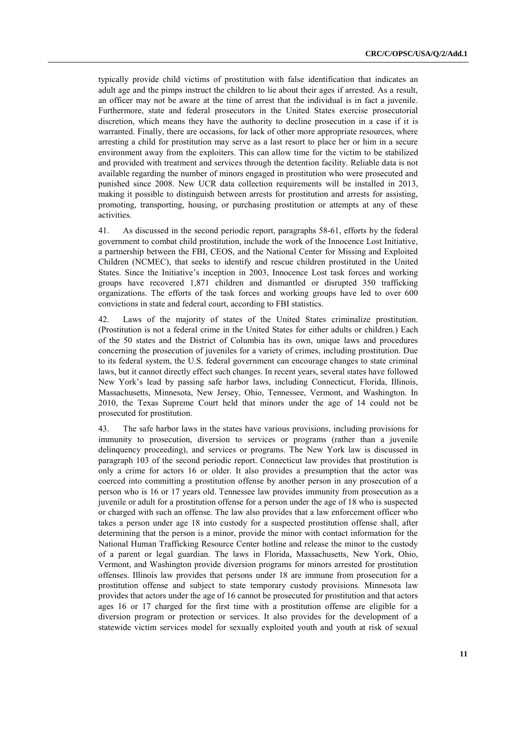typically provide child victims of prostitution with false identification that indicates an adult age and the pimps instruct the children to lie about their ages if arrested. As a result, an officer may not be aware at the time of arrest that the individual is in fact a juvenile. Furthermore, state and federal prosecutors in the United States exercise prosecutorial discretion, which means they have the authority to decline prosecution in a case if it is warranted. Finally, there are occasions, for lack of other more appropriate resources, where arresting a child for prostitution may serve as a last resort to place her or him in a secure environment away from the exploiters. This can allow time for the victim to be stabilized and provided with treatment and services through the detention facility. Reliable data is not available regarding the number of minors engaged in prostitution who were prosecuted and punished since 2008. New UCR data collection requirements will be installed in 2013, making it possible to distinguish between arrests for prostitution and arrests for assisting, promoting, transporting, housing, or purchasing prostitution or attempts at any of these activities.

41. As discussed in the second periodic report, paragraphs 58-61, efforts by the federal government to combat child prostitution, include the work of the Innocence Lost Initiative, a partnership between the FBI, CEOS, and the National Center for Missing and Exploited Children (NCMEC), that seeks to identify and rescue children prostituted in the United States. Since the Initiative's inception in 2003, Innocence Lost task forces and working groups have recovered 1,871 children and dismantled or disrupted 350 trafficking organizations. The efforts of the task forces and working groups have led to over 600 convictions in state and federal court, according to FBI statistics.

42. Laws of the majority of states of the United States criminalize prostitution. (Prostitution is not a federal crime in the United States for either adults or children.) Each of the 50 states and the District of Columbia has its own, unique laws and procedures concerning the prosecution of juveniles for a variety of crimes, including prostitution. Due to its federal system, the U.S. federal government can encourage changes to state criminal laws, but it cannot directly effect such changes. In recent years, several states have followed New York's lead by passing safe harbor laws, including Connecticut, Florida, Illinois, Massachusetts, Minnesota, New Jersey, Ohio, Tennessee, Vermont, and Washington. In 2010, the Texas Supreme Court held that minors under the age of 14 could not be prosecuted for prostitution.

43. The safe harbor laws in the states have various provisions, including provisions for immunity to prosecution, diversion to services or programs (rather than a juvenile delinquency proceeding), and services or programs. The New York law is discussed in paragraph 103 of the second periodic report. Connecticut law provides that prostitution is only a crime for actors 16 or older. It also provides a presumption that the actor was coerced into committing a prostitution offense by another person in any prosecution of a person who is 16 or 17 years old. Tennessee law provides immunity from prosecution as a juvenile or adult for a prostitution offense for a person under the age of 18 who is suspected or charged with such an offense. The law also provides that a law enforcement officer who takes a person under age 18 into custody for a suspected prostitution offense shall, after determining that the person is a minor, provide the minor with contact information for the National Human Trafficking Resource Center hotline and release the minor to the custody of a parent or legal guardian. The laws in Florida, Massachusetts, New York, Ohio, Vermont, and Washington provide diversion programs for minors arrested for prostitution offenses. Illinois law provides that persons under 18 are immune from prosecution for a prostitution offense and subject to state temporary custody provisions. Minnesota law provides that actors under the age of 16 cannot be prosecuted for prostitution and that actors ages 16 or 17 charged for the first time with a prostitution offense are eligible for a diversion program or protection or services. It also provides for the development of a statewide victim services model for sexually exploited youth and youth at risk of sexual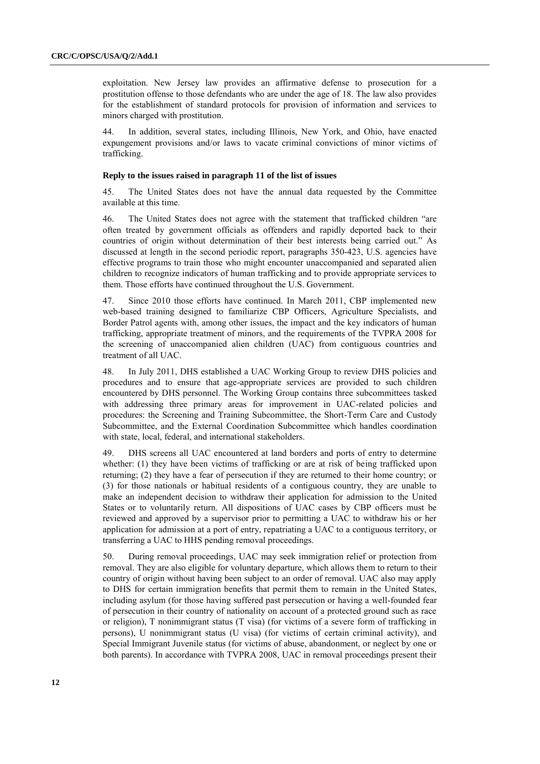exploitation. New Jersey law provides an affirmative defense to prosecution for a prostitution offense to those defendants who are under the age of 18. The law also provides for the establishment of standard protocols for provision of information and services to minors charged with prostitution.

44. In addition, several states, including Illinois, New York, and Ohio, have enacted expungement provisions and/or laws to vacate criminal convictions of minor victims of trafficking.

### Reply to the issues raised in paragraph 11 of the list of issues

45. The United States does not have the annual data requested by the Committee available at this time.

46. The United States does not agree with the statement that trafficked children "are often treated by government officials as offenders and rapidly deported back to their countries of origin without determination of their best interests being carried out." As discussed at length in the second periodic report, paragraphs 350-423, U.S. agencies have effective programs to train those who might encounter unaccompanied and separated alien children to recognize indicators of human trafficking and to provide appropriate services to them. Those efforts have continued throughout the U.S. Government.

47. Since 2010 those efforts have continued. In March 2011, CBP implemented new web-based training designed to familiarize CBP Officers, Agriculture Specialists, and Border Patrol agents with, among other issues, the impact and the key indicators of human trafficking, appropriate treatment of minors, and the requirements of the TVPRA 2008 for the screening of unaccompanied alien children (UAC) from contiguous countries and treatment of all UAC.

48. In July 2011, DHS established a UAC Working Group to review DHS policies and procedures and to ensure that age-appropriate services are provided to such children encountered by DHS personnel. The Working Group contains three subcommittees tasked with addressing three primary areas for improvement in UAC-related policies and procedures: the Screening and Training Subcommittee, the Short-Term Care and Custody Subcommittee, and the External Coordination Subcommittee which handles coordination with state, local, federal, and international stakeholders.

49. DHS screens all UAC encountered at land borders and ports of entry to determine whether: (1) they have been victims of trafficking or are at risk of being trafficked upon returning; (2) they have a fear of persecution if they are returned to their home country; or (3) for those nationals or habitual residents of a contiguous country, they are unable to make an independent decision to withdraw their application for admission to the United States or to voluntarily return. All dispositions of UAC cases by CBP officers must be reviewed and approved by a supervisor prior to permitting a UAC to withdraw his or her application for admission at a port of entry, repatriating a UAC to a contiguous territory, or transferring a UAC to HHS pending removal proceedings.

50. During removal proceedings, UAC may seek immigration relief or protection from removal. They are also eligible for voluntary departure, which allows them to return to their country of origin without having been subject to an order of removal. UAC also may apply to DHS for certain immigration benefits that permit them to remain in the United States, including asylum (for those having suffered past persecution or having a well-founded fear of persecution in their country of nationality on account of a protected ground such as race or religion), T nonimmigrant status (T visa) (for victims of a severe form of trafficking in persons), U nonimmigrant status (U visa) (for victims of certain criminal activity), and Special Immigrant Juvenile status (for victims of abuse, abandonment, or neglect by one or both parents). In accordance with TVPRA 2008, UAC in removal proceedings present their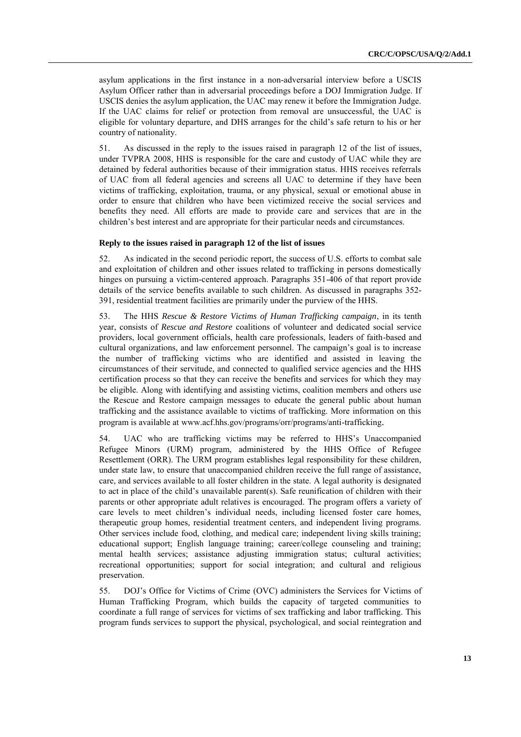asylum applications in the first instance in a non-adversarial interview before a USCIS Asylum Officer rather than in adversarial proceedings before a DOJ Immigration Judge. If USCIS denies the asylum application, the UAC may renew it before the Immigration Judge. If the UAC claims for relief or protection from removal are unsuccessful, the UAC is eligible for voluntary departure, and DHS arranges for the child's safe return to his or her country of nationality.

51. As discussed in the reply to the issues raised in paragraph 12 of the list of issues, under TVPRA 2008, HHS is responsible for the care and custody of UAC while they are detained by federal authorities because of their immigration status. HHS receives referrals of UAC from all federal agencies and screens all UAC to determine if they have been victims of trafficking, exploitation, trauma, or any physical, sexual or emotional abuse in order to ensure that children who have been victimized receive the social services and benefits they need. All efforts are made to provide care and services that are in the children's best interest and are appropriate for their particular needs and circumstances.

### Reply to the issues raised in paragraph 12 of the list of issues

52. As indicated in the second periodic report, the success of U.S. efforts to combat sale and exploitation of children and other issues related to trafficking in persons domestically hinges on pursuing a victim-centered approach. Paragraphs 351-406 of that report provide details of the service benefits available to such children. As discussed in paragraphs 352-391, residential treatment facilities are primarily under the purview of the HHS.

53. The HHS *Rescue & Restore Victims of Human Trafficking campaign*, in its tenth year, consists of *Rescue and Restore* coalitions of volunteer and dedicated social service providers, local government officials, health care professionals, leaders of faith-based and cultural organizations, and law enforcement personnel. The campaign's goal is to increase the number of trafficking victims who are identified and assisted in leaving the circumstances of their servitude, and connected to qualified service agencies and the HHS certification process so that they can receive the benefits and services for which they may be eligible. Along with identifying and assisting victims, coalition members and others use the Rescue and Restore campaign messages to educate the general public about human trafficking and the assistance available to victims of trafficking. More information on this program is available at www.acf.hhs.gov/programs/orr/programs/anti-trafficking.

54. UAC who are trafficking victims may be referred to HHS's Unaccompanied Refugee Minors (URM) program, administered by the HHS Office of Refugee Resettlement (ORR). The URM program establishes legal responsibility for these children, under state law, to ensure that unaccompanied children receive the full range of assistance, care, and services available to all foster children in the state. A legal authority is designated to act in place of the child's unavailable parent(s). Safe reunification of children with their parents or other appropriate adult relatives is encouraged. The program offers a variety of care levels to meet children's individual needs, including licensed foster care homes, therapeutic group homes, residential treatment centers, and independent living programs. Other services include food, clothing, and medical care; independent living skills training; educational support; English language training; career/college counseling and training; mental health services; assistance adjusting immigration status; cultural activities; recreational opportunities; support for social integration; and cultural and religious preservation.

55. DOJ's Office for Victims of Crime (OVC) administers the Services for Victims of Human Trafficking Program, which builds the capacity of targeted communities to coordinate a full range of services for victims of sex trafficking and labor trafficking. This program funds services to support the physical, psychological, and social reintegration and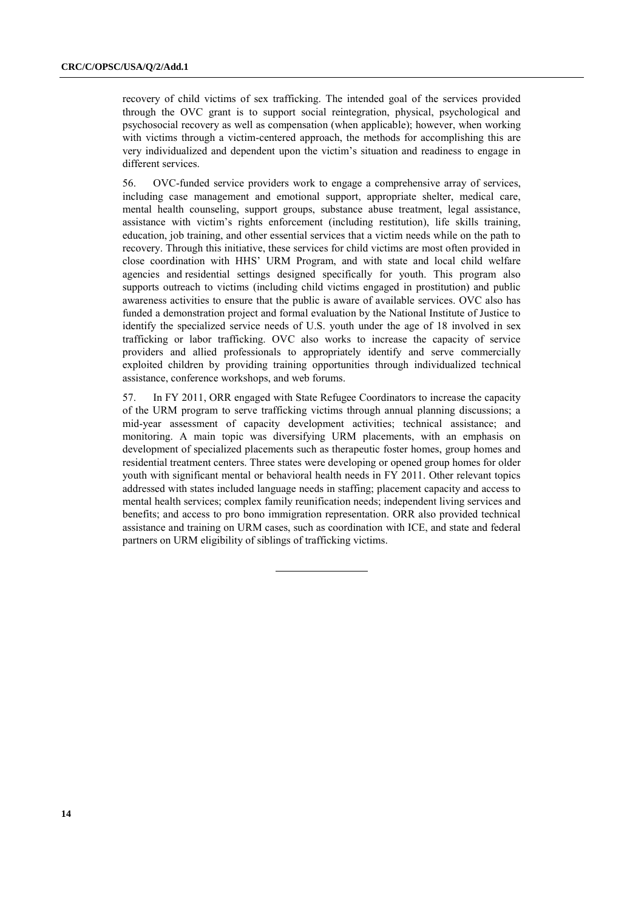recovery of child victims of sex trafficking. The intended goal of the services provided through the OVC grant is to support social reintegration, physical, psychological and psychosocial recovery as well as compensation (when applicable); however, when working with victims through a victim-centered approach, the methods for accomplishing this are very individualized and dependent upon the victim's situation and readiness to engage in different services.

56. OVC-funded service providers work to engage a comprehensive array of services, including case management and emotional support, appropriate shelter, medical care, mental health counseling, support groups, substance abuse treatment, legal assistance, assistance with victim's rights enforcement (including restitution), life skills training, education, job training, and other essential services that a victim needs while on the path to recovery. Through this initiative, these services for child victims are most often provided in close coordination with HHS' URM Program, and with state and local child welfare agencies and residential settings designed specifically for youth. This program also supports outreach to victims (including child victims engaged in prostitution) and public awareness activities to ensure that the public is aware of available services. OVC also has funded a demonstration project and formal evaluation by the National Institute of Justice to identify the specialized service needs of U.S. youth under the age of 18 involved in sex trafficking or labor trafficking. OVC also works to increase the capacity of service providers and allied professionals to appropriately identify and serve commercially exploited children by providing training opportunities through individualized technical assistance, conference workshops, and web forums.

57. In FY 2011, ORR engaged with State Refugee Coordinators to increase the capacity of the URM program to serve trafficking victims through annual planning discussions; a mid-year assessment of capacity development activities; technical assistance; and monitoring. A main topic was diversifying URM placements, with an emphasis on development of specialized placements such as therapeutic foster homes, group homes and residential treatment centers. Three states were developing or opened group homes for older youth with significant mental or behavioral health needs in FY 2011. Other relevant topics addressed with states included language needs in staffing; placement capacity and access to mental health services; complex family reunification needs; independent living services and benefits; and access to pro bono immigration representation. ORR also provided technical assistance and training on URM cases, such as coordination with ICE, and state and federal partners on URM eligibility of siblings of trafficking victims.